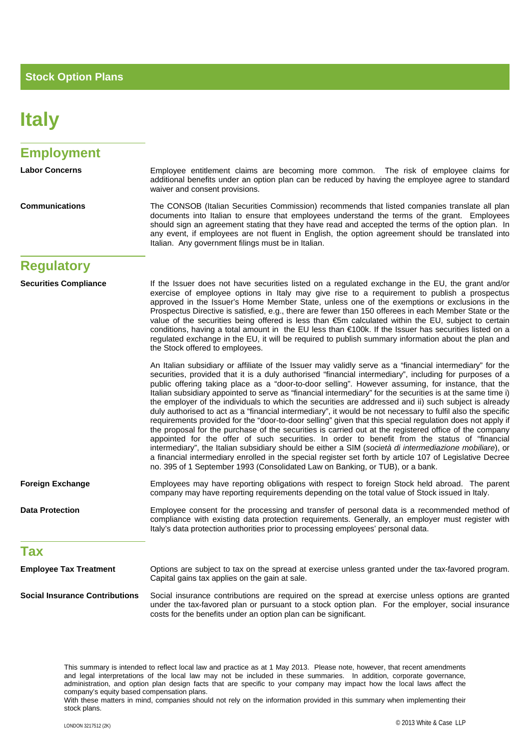**Stock Option Plans**

# Italy

## Employment

**Labor Concerns**

Employee entitlement claims are becoming more common. The risk of employee claims for additional benefits under an option plan can be reduced by having the employee agree to standard waiver and consent provisions.

**Communications**

The CONSOB (Italian Securities Commission) recommends that listed companies translate all plan documents into Italian to ensure that employees understand the terms of the grant. Employees should sign an agreement stating that they have read and accepted the terms of the option plan. In any event, if employees are not fluent in English, the option agreement should be translated into Italian. Any government filings must be in Italian.

## Regulatory

**Securities Compliance**

If the Issuer does not have securities listed on a regulated exchange in the EU, the grant and/or exercise of employee options in Italy may give rise to a requirement to publish a prospectus approved in the Issuer's Home Member State, unless one of the exemptions or exclusions in the Prospectus Directive is satisfied, e.g., there are fewer than 150 offerees in each Member State or the value of the securities being offered is less than €5m calculated within the EU, subject to certain conditions, having a total amount in the EU less than €100k. If the Issuer has securities listed on a regulated exchange in the EU, it will be required to publish summary information about the plan and the Stock offered to employees.

An Italian subsidiary or affiliate of the Issuer may validly serve as a "financial intermediary" for the securities, provided that it is a duly authorised "financial intermediary", including for purposes of a public offering taking place as a "door-to-door selling". However assuming, for instance, that the Italian subsidiary appointed to serve as "financial intermediary" for the securities is at the same time i) the employer of the individuals to which the securities are addressed and ii) such subject is already duly authorised to act as a "financial intermediary", it would be not necessary to fulfil also the specific requirements provided for the "door-to-door selling" given that this special regulation does not apply if the proposal for the purchase of the securities is carried out at the registered office of the company appointed for the offer of such securities. In order to benefit from the status of "financial intermediary", the Italian subsidiary should be either a SIM (*società di intermediazione mobiliare*), or a financial intermediary enrolled in the special register set forth by article 107 of Legislative Decree no. 395 of 1 September 1993 (Consolidated Law on Banking, or TUB), or a bank.

**Foreign Exchange**

Employees may have reporting obligations with respect to foreign Stock held abroad. The parent company may have reporting requirements depending on the total value of Stock issued in Italy.

**Data Protection**

Employee consent for the processing and transfer of personal data is a recommended method of compliance with existing data protection requirements. Generally, an employer must register with Italy's data protection authorities prior to processing employees' personal data.

## Tax

**Employee Tax Treatment**

Options are subject to tax on the spread at exercise unless granted under the tax-favored program. Capital gains tax applies on the gain at sale.

**Social Insurance Contributions**

Social insurance contributions are required on the spread at exercise unless options are granted under the tax-favored plan or pursuant to a stock option plan. For the employer, social insurance costs for the benefits under an option plan can be significant.

This summary is intended to reflect local law and practice as at 1 May 2013. Please note, however, that recent amendments and legal interpretations of the local law may not be included in these summaries. In addition, corporate governance, administration, and option plan design facts that are specific to your company may impact how the local laws affect the company's equity based compensation plans.
With these matters in mind, companies should not rely on the information provided in this summary when implementing their stock plans.

LONDON 3217512 (2K)

© 2013 White & Case LLP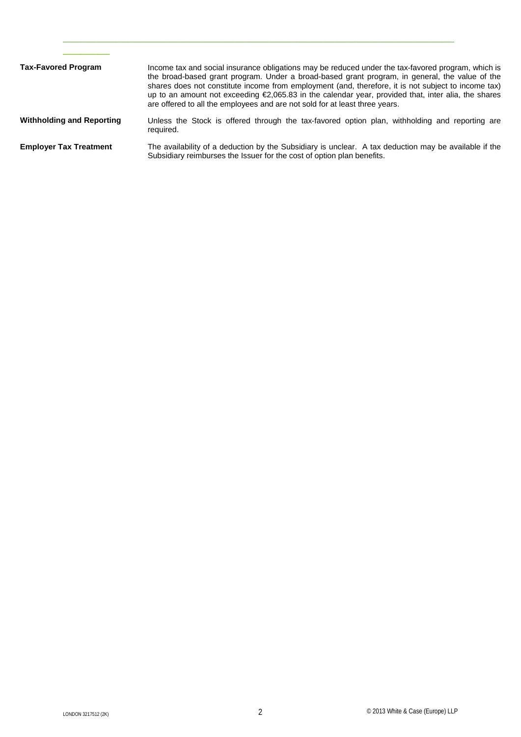| | |
|---|---|
| **Tax-Favored Program** | Income tax and social insurance obligations may be reduced under the tax-favored program, which is the broad-based grant program. Under a broad-based grant program, in general, the value of the shares does not constitute income from employment (and, therefore, it is not subject to income tax) up to an amount not exceeding €2,065.83 in the calendar year, provided that, inter alia, the shares are offered to all the employees and are not sold for at least three years. |
| **Withholding and Reporting** | Unless the Stock is offered through the tax-favored option plan, withholding and reporting are required. |
| **Employer Tax Treatment** | The availability of a deduction by the Subsidiary is unclear. A tax deduction may be available if the Subsidiary reimburses the Issuer for the cost of option plan benefits. |